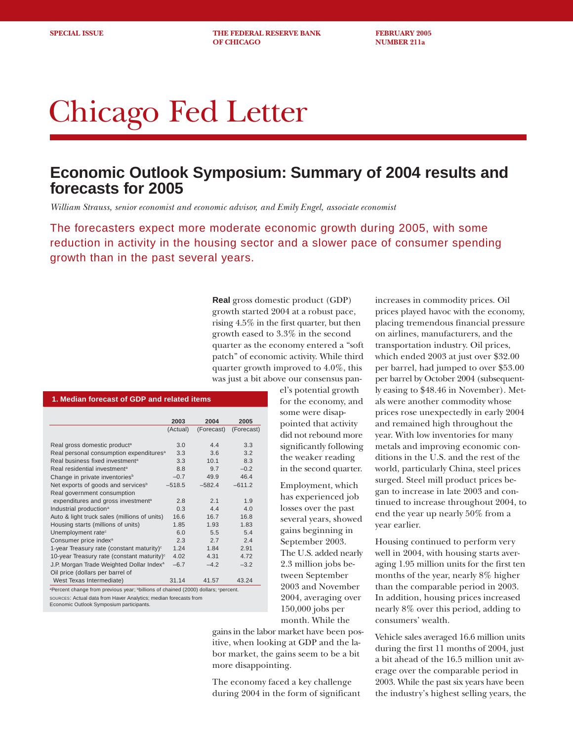SPECIAL ISSUE

THE FEDERAL RESERVE BANK OF CHICAGO

FEBRUARY 2005
NUMBER 211a

# Chicago Fed Letter

## Economic Outlook Symposium: Summary of 2004 results and forecasts for 2005

*William Strauss, senior economist and economic advisor, and Emily Engel, associate economist*

The forecasters expect more moderate economic growth during 2005, with some reduction in activity in the housing sector and a slower pace of consumer spending growth than in the past several years.

**Real** gross domestic product (GDP) growth started 2004 at a robust pace, rising 4.5% in the first quarter, but then growth eased to 3.3% in the second quarter as the economy entered a "soft patch" of economic activity. While third quarter growth improved to 4.0%, this was just a bit above our consensus panel's potential growth for the economy, and some were disappointed that activity did not rebound more significantly following the weaker reading in the second quarter.

**1. Median forecast of GDP and related items**

| | 2003 (Actual) | 2004 (Forecast) | 2005 (Forecast) |
|---|---|---|---|
| Real gross domestic product[a] | 3.0 | 4.4 | 3.3 |
| Real personal consumption expenditures[a] | 3.3 | 3.6 | 3.2 |
| Real business fixed investment[a] | 3.3 | 10.1 | 8.3 |
| Real residential investment[a] | 8.8 | 9.7 | –0.2 |
| Change in private inventories[b] | –0.7 | 49.9 | 46.4 |
| Net exports of goods and services[b] | –518.5 | –582.4 | –611.2 |
| Real government consumption expenditures and gross investment[a] | 2.8 | 2.1 | 1.9 |
| Industrial production[a] | 0.3 | 4.4 | 4.0 |
| Auto & light truck sales (millions of units) | 16.6 | 16.7 | 16.8 |
| Housing starts (millions of units) | 1.85 | 1.93 | 1.83 |
| Unemployment rate[c] | 6.0 | 5.5 | 5.4 |
| Consumer price index[a] | 2.3 | 2.7 | 2.4 |
| 1-year Treasury rate (constant maturity)[c] | 1.24 | 1.84 | 2.91 |
| 10-year Treasury rate (constant maturity)[c] | 4.02 | 4.31 | 4.72 |
| J.P. Morgan Trade Weighted Dollar Index[a] | –6.7 | –4.2 | –3.2 |
| Oil price (dollars per barrel of West Texas Intermediate) | 31.14 | 41.57 | 43.24 |

[a]Percent change from previous year; [b]billions of chained (2000) dollars; [c]percent.
SOURCES: Actual data from Haver Analytics; median forecasts from Economic Outlook Symposium participants.

Employment, which has experienced job losses over the past several years, showed gains beginning in September 2003. The U.S. added nearly 2.3 million jobs between September 2003 and November 2004, averaging over 150,000 jobs per month. While the gains in the labor market have been positive, when looking at GDP and the labor market, the gains seem to be a bit more disappointing.

The economy faced a key challenge during 2004 in the form of significant increases in commodity prices. Oil prices played havoc with the economy, placing tremendous financial pressure on airlines, manufacturers, and the transportation industry. Oil prices, which ended 2003 at just over $32.00 per barrel, had jumped to over $53.00 per barrel by October 2004 (subsequently easing to $48.46 in November). Metals were another commodity whose prices rose unexpectedly in early 2004 and remained high throughout the year. With low inventories for many metals and improving economic conditions in the U.S. and the rest of the world, particularly China, steel prices surged. Steel mill product prices began to increase in late 2003 and continued to increase throughout 2004, to end the year up nearly 50% from a year earlier.

Housing continued to perform very well in 2004, with housing starts averaging 1.95 million units for the first ten months of the year, nearly 8% higher than the comparable period in 2003. In addition, housing prices increased nearly 8% over this period, adding to consumers' wealth.

Vehicle sales averaged 16.6 million units during the first 11 months of 2004, just a bit ahead of the 16.5 million unit average over the comparable period in 2003. While the past six years have been the industry's highest selling years, the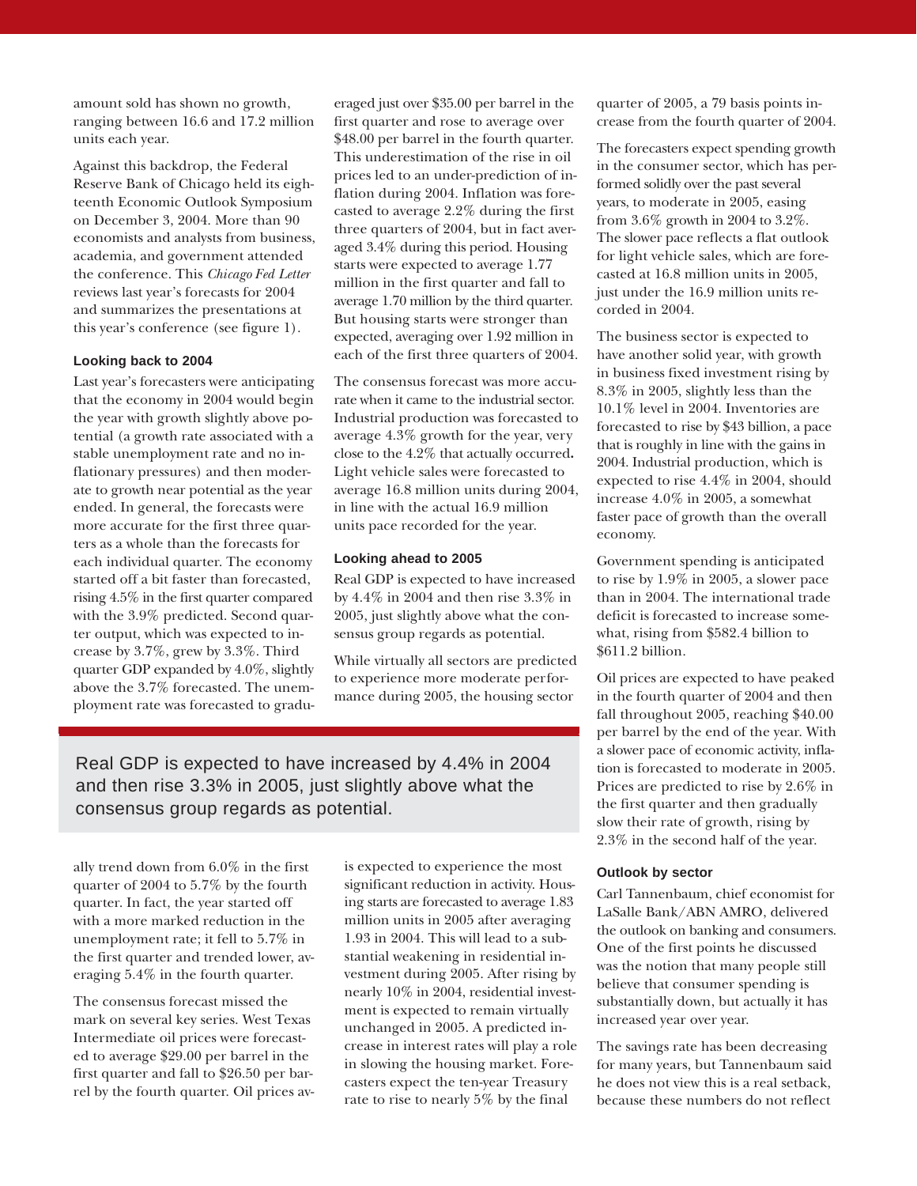amount sold has shown no growth, ranging between 16.6 and 17.2 million units each year.

Against this backdrop, the Federal Reserve Bank of Chicago held its eighteenth Economic Outlook Symposium on December 3, 2004. More than 90 economists and analysts from business, academia, and government attended the conference. This *Chicago Fed Letter* reviews last year's forecasts for 2004 and summarizes the presentations at this year's conference (see figure 1).

### Looking back to 2004

Last year's forecasters were anticipating that the economy in 2004 would begin the year with growth slightly above potential (a growth rate associated with a stable unemployment rate and no inflationary pressures) and then moderate to growth near potential as the year ended. In general, the forecasts were more accurate for the first three quarters as a whole than the forecasts for each individual quarter. The economy started off a bit faster than forecasted, rising 4.5% in the first quarter compared with the 3.9% predicted. Second quarter output, which was expected to increase by 3.7%, grew by 3.3%. Third quarter GDP expanded by 4.0%, slightly above the 3.7% forecasted. The unemployment rate was forecasted to gradually trend down from 6.0% in the first quarter of 2004 to 5.7% by the fourth quarter. In fact, the year started off with a more marked reduction in the unemployment rate; it fell to 5.7% in the first quarter and trended lower, averaging 5.4% in the fourth quarter.

The consensus forecast missed the mark on several key series. West Texas Intermediate oil prices were forecasted to average $29.00 per barrel in the first quarter and fall to $26.50 per barrel by the fourth quarter. Oil prices averaged just over $35.00 per barrel in the first quarter and rose to average over $48.00 per barrel in the fourth quarter. This underestimation of the rise in oil prices led to an under-prediction of inflation during 2004. Inflation was forecasted to average 2.2% during the first three quarters of 2004, but in fact averaged 3.4% during this period. Housing starts were expected to average 1.77 million in the first quarter and fall to average 1.70 million by the third quarter. But housing starts were stronger than expected, averaging over 1.92 million in each of the first three quarters of 2004.

The consensus forecast was more accurate when it came to the industrial sector. Industrial production was forecasted to average 4.3% growth for the year, very close to the 4.2% that actually occurred**.** Light vehicle sales were forecasted to average 16.8 million units during 2004, in line with the actual 16.9 million units pace recorded for the year.

### Looking ahead to 2005

Real GDP is expected to have increased by 4.4% in 2004 and then rise 3.3% in 2005, just slightly above what the consensus group regards as potential.

While virtually all sectors are predicted to experience more moderate performance during 2005, the housing sector is expected to experience the most significant reduction in activity. Housing starts are forecasted to average 1.83 million units in 2005 after averaging 1.93 in 2004. This will lead to a substantial weakening in residential investment during 2005. After rising by nearly 10% in 2004, residential investment is expected to remain virtually unchanged in 2005. A predicted increase in interest rates will play a role in slowing the housing market. Forecasters expect the ten-year Treasury rate to rise to nearly 5% by the final quarter of 2005, a 79 basis points increase from the fourth quarter of 2004.

> Real GDP is expected to have increased by 4.4% in 2004 and then rise 3.3% in 2005, just slightly above what the consensus group regards as potential.

The forecasters expect spending growth in the consumer sector, which has performed solidly over the past several years, to moderate in 2005, easing from 3.6% growth in 2004 to 3.2%. The slower pace reflects a flat outlook for light vehicle sales, which are forecasted at 16.8 million units in 2005, just under the 16.9 million units recorded in 2004.

The business sector is expected to have another solid year, with growth in business fixed investment rising by 8.3% in 2005, slightly less than the 10.1% level in 2004. Inventories are forecasted to rise by $43 billion, a pace that is roughly in line with the gains in 2004. Industrial production, which is expected to rise 4.4% in 2004, should increase 4.0% in 2005, a somewhat faster pace of growth than the overall economy.

Government spending is anticipated to rise by 1.9% in 2005, a slower pace than in 2004. The international trade deficit is forecasted to increase somewhat, rising from $582.4 billion to $611.2 billion.

Oil prices are expected to have peaked in the fourth quarter of 2004 and then fall throughout 2005, reaching $40.00 per barrel by the end of the year. With a slower pace of economic activity, inflation is forecasted to moderate in 2005. Prices are predicted to rise by 2.6% in the first quarter and then gradually slow their rate of growth, rising by 2.3% in the second half of the year.

### Outlook by sector

Carl Tannenbaum, chief economist for LaSalle Bank/ABN AMRO, delivered the outlook on banking and consumers. One of the first points he discussed was the notion that many people still believe that consumer spending is substantially down, but actually it has increased year over year.

The savings rate has been decreasing for many years, but Tannenbaum said he does not view this is a real setback, because these numbers do not reflect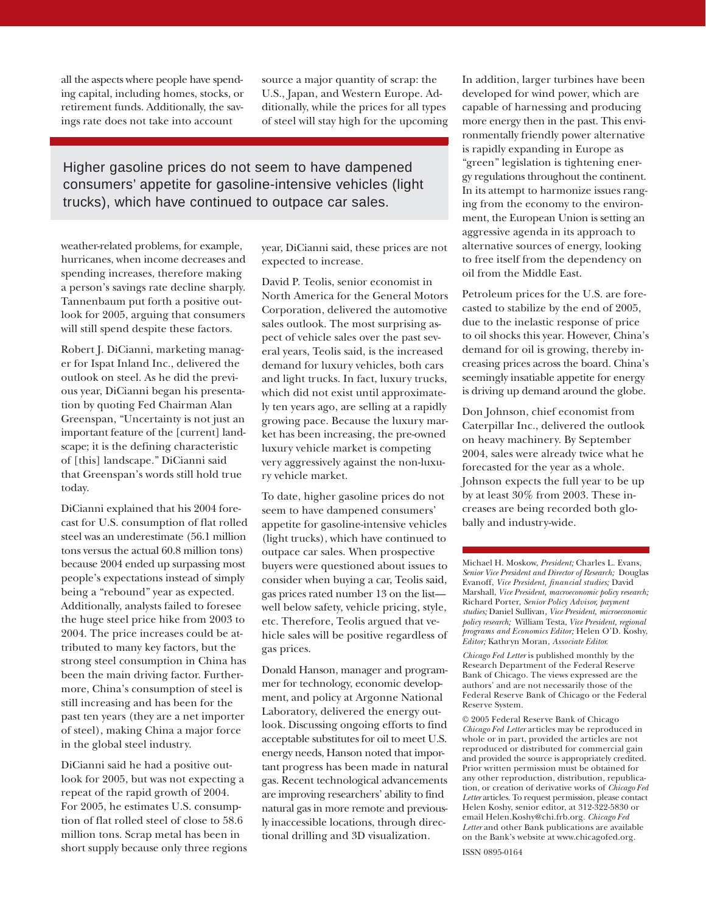all the aspects where people have spending capital, including homes, stocks, or retirement funds. Additionally, the savings rate does not take into account weather-related problems, for example, hurricanes, when income decreases and spending increases, therefore making a person's savings rate decline sharply. Tannenbaum put forth a positive outlook for 2005, arguing that consumers will still spend despite these factors.

Robert J. DiCianni, marketing manager for Ispat Inland Inc., delivered the outlook on steel. As he did the previous year, DiCianni began his presentation by quoting Fed Chairman Alan Greenspan, "Uncertainty is not just an important feature of the [current] landscape; it is the defining characteristic of [this] landscape." DiCianni said that Greenspan's words still hold true today.

DiCianni explained that his 2004 forecast for U.S. consumption of flat rolled steel was an underestimate (56.1 million tons versus the actual 60.8 million tons) because 2004 ended up surpassing most people's expectations instead of simply being a "rebound" year as expected. Additionally, analysts failed to foresee the huge steel price hike from 2003 to 2004. The price increases could be attributed to many key factors, but the strong steel consumption in China has been the main driving factor. Furthermore, China's consumption of steel is still increasing and has been for the past ten years (they are a net importer of steel), making China a major force in the global steel industry.

DiCianni said he had a positive outlook for 2005, but was not expecting a repeat of the rapid growth of 2004. For 2005, he estimates U.S. consumption of flat rolled steel of close to 58.6 million tons. Scrap metal has been in short supply because only three regions source a major quantity of scrap: the U.S., Japan, and Western Europe. Additionally, while the prices for all types of steel will stay high for the upcoming year, DiCianni said, these prices are not expected to increase.

> Higher gasoline prices do not seem to have dampened consumers' appetite for gasoline-intensive vehicles (light trucks), which have continued to outpace car sales.

David P. Teolis, senior economist in North America for the General Motors Corporation, delivered the automotive sales outlook. The most surprising aspect of vehicle sales over the past several years, Teolis said, is the increased demand for luxury vehicles, both cars and light trucks. In fact, luxury trucks, which did not exist until approximately ten years ago, are selling at a rapidly growing pace. Because the luxury market has been increasing, the pre-owned luxury vehicle market is competing very aggressively against the non-luxury vehicle market.

To date, higher gasoline prices do not seem to have dampened consumers' appetite for gasoline-intensive vehicles (light trucks), which have continued to outpace car sales. When prospective buyers were questioned about issues to consider when buying a car, Teolis said, gas prices rated number 13 on the list—well below safety, vehicle pricing, style, etc. Therefore, Teolis argued that vehicle sales will be positive regardless of gas prices.

Donald Hanson, manager and programmer for technology, economic development, and policy at Argonne National Laboratory, delivered the energy outlook. Discussing ongoing efforts to find acceptable substitutes for oil to meet U.S. energy needs, Hanson noted that important progress has been made in natural gas. Recent technological advancements are improving researchers' ability to find natural gas in more remote and previously inaccessible locations, through directional drilling and 3D visualization. In addition, larger turbines have been developed for wind power, which are capable of harnessing and producing more energy then in the past. This environmentally friendly power alternative is rapidly expanding in Europe as "green" legislation is tightening energy regulations throughout the continent. In its attempt to harmonize issues ranging from the economy to the environment, the European Union is setting an aggressive agenda in its approach to alternative sources of energy, looking to free itself from the dependency on oil from the Middle East.

Petroleum prices for the U.S. are forecasted to stabilize by the end of 2005, due to the inelastic response of price to oil shocks this year. However, China's demand for oil is growing, thereby increasing prices across the board. China's seemingly insatiable appetite for energy is driving up demand around the globe.

Don Johnson, chief economist from Caterpillar Inc., delivered the outlook on heavy machinery. By September 2004, sales were already twice what he forecasted for the year as a whole. Johnson expects the full year to be up by at least 30% from 2003. These increases are being recorded both globally and industry-wide.

---

Michael H. Moskow, *President;* Charles L. Evans, *Senior Vice President and Director of Research;* Douglas Evanoff, *Vice President, financial studies;* David Marshall, *Vice President, macroeconomic policy research;* Richard Porter, *Senior Policy Advisor, payment studies;* Daniel Sullivan, *Vice President, microeconomic policy research;* William Testa, *Vice President, regional programs and Economics Editor;* Helen O'D. Koshy, *Editor;* Kathryn Moran, *Associate Editor.*

*Chicago Fed Letter* is published monthly by the Research Department of the Federal Reserve Bank of Chicago. The views expressed are the authors' and are not necessarily those of the Federal Reserve Bank of Chicago or the Federal Reserve System.

© 2005 Federal Reserve Bank of Chicago
*Chicago Fed Letter* articles may be reproduced in whole or in part, provided the articles are not reproduced or distributed for commercial gain and provided the source is appropriately credited. Prior written permission must be obtained for any other reproduction, distribution, republication, or creation of derivative works of *Chicago Fed Letter* articles. To request permission, please contact Helen Koshy, senior editor, at 312-322-5830 or email Helen.Koshy@chi.frb.org. *Chicago Fed Letter* and other Bank publications are available on the Bank's website at www.chicagofed.org.

ISSN 0895-0164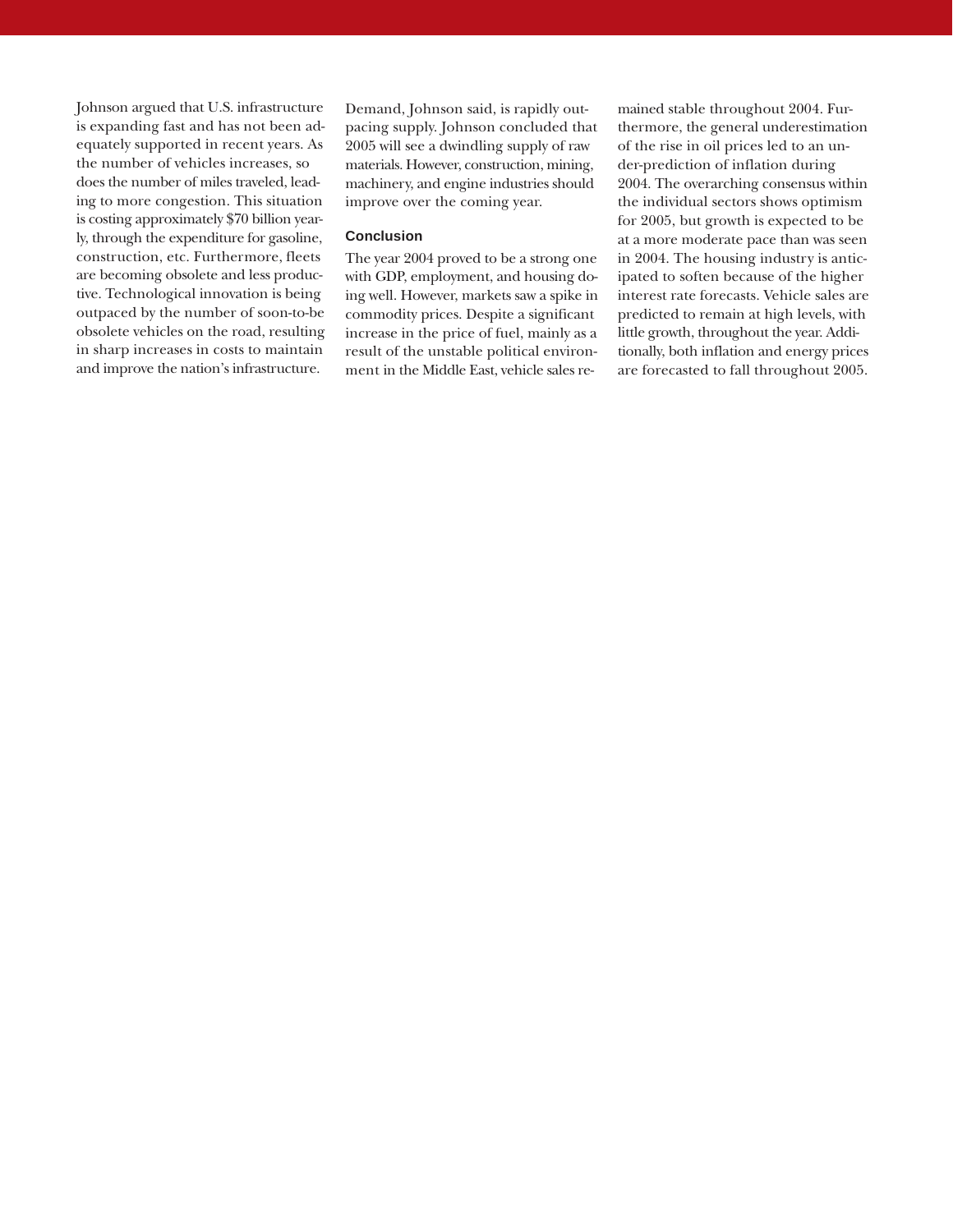Johnson argued that U.S. infrastructure is expanding fast and has not been adequately supported in recent years. As the number of vehicles increases, so does the number of miles traveled, leading to more congestion. This situation is costing approximately $70 billion yearly, through the expenditure for gasoline, construction, etc. Furthermore, fleets are becoming obsolete and less productive. Technological innovation is being outpaced by the number of soon-to-be obsolete vehicles on the road, resulting in sharp increases in costs to maintain and improve the nation's infrastructure.

Demand, Johnson said, is rapidly outpacing supply. Johnson concluded that 2005 will see a dwindling supply of raw materials. However, construction, mining, machinery, and engine industries should improve over the coming year.

### Conclusion

The year 2004 proved to be a strong one with GDP, employment, and housing doing well. However, markets saw a spike in commodity prices. Despite a significant increase in the price of fuel, mainly as a result of the unstable political environment in the Middle East, vehicle sales remained stable throughout 2004. Furthermore, the general underestimation of the rise in oil prices led to an under-prediction of inflation during 2004. The overarching consensus within the individual sectors shows optimism for 2005, but growth is expected to be at a more moderate pace than was seen in 2004. The housing industry is anticipated to soften because of the higher interest rate forecasts. Vehicle sales are predicted to remain at high levels, with little growth, throughout the year. Additionally, both inflation and energy prices are forecasted to fall throughout 2005.